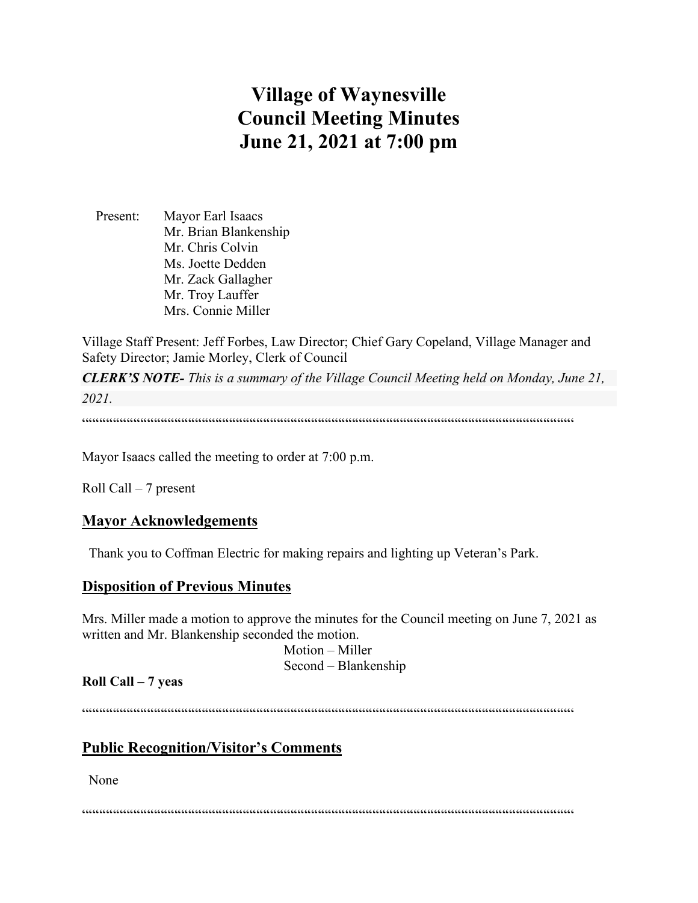# Village of Waynesville
# Council Meeting Minutes
# June 21, 2021 at 7:00 pm

Present: Mayor Earl Isaacs
Mr. Brian Blankenship
Mr. Chris Colvin
Ms. Joette Dedden
Mr. Zack Gallagher
Mr. Troy Lauffer
Mrs. Connie Miller

Village Staff Present: Jeff Forbes, Law Director; Chief Gary Copeland, Village Manager and Safety Director; Jamie Morley, Clerk of Council

***CLERK'S NOTE-*** *This is a summary of the Village Council Meeting held on Monday, June 21, 2021.*

""""""""""""""""""""""""""""""""""""""""""""""""""""""""""""""""""""""""""""""""""""""""""""""""""""""""""""""""""""""""""""""""""""""""""""

Mayor Isaacs called the meeting to order at 7:00 p.m.

Roll Call – 7 present

## Mayor Acknowledgements

Thank you to Coffman Electric for making repairs and lighting up Veteran's Park.

## Disposition of Previous Minutes

Mrs. Miller made a motion to approve the minutes for the Council meeting on June 7, 2021 as written and Mr. Blankenship seconded the motion.

Motion – Miller
Second – Blankenship

**Roll Call – 7 yeas**

""""""""""""""""""""""""""""""""""""""""""""""""""""""""""""""""""""""""""""""""""""""""""""""""""""""""""""""""""""""""""""""""""""""""""""

## Public Recognition/Visitor's Comments

None

""""""""""""""""""""""""""""""""""""""""""""""""""""""""""""""""""""""""""""""""""""""""""""""""""""""""""""""""""""""""""""""""""""""""""""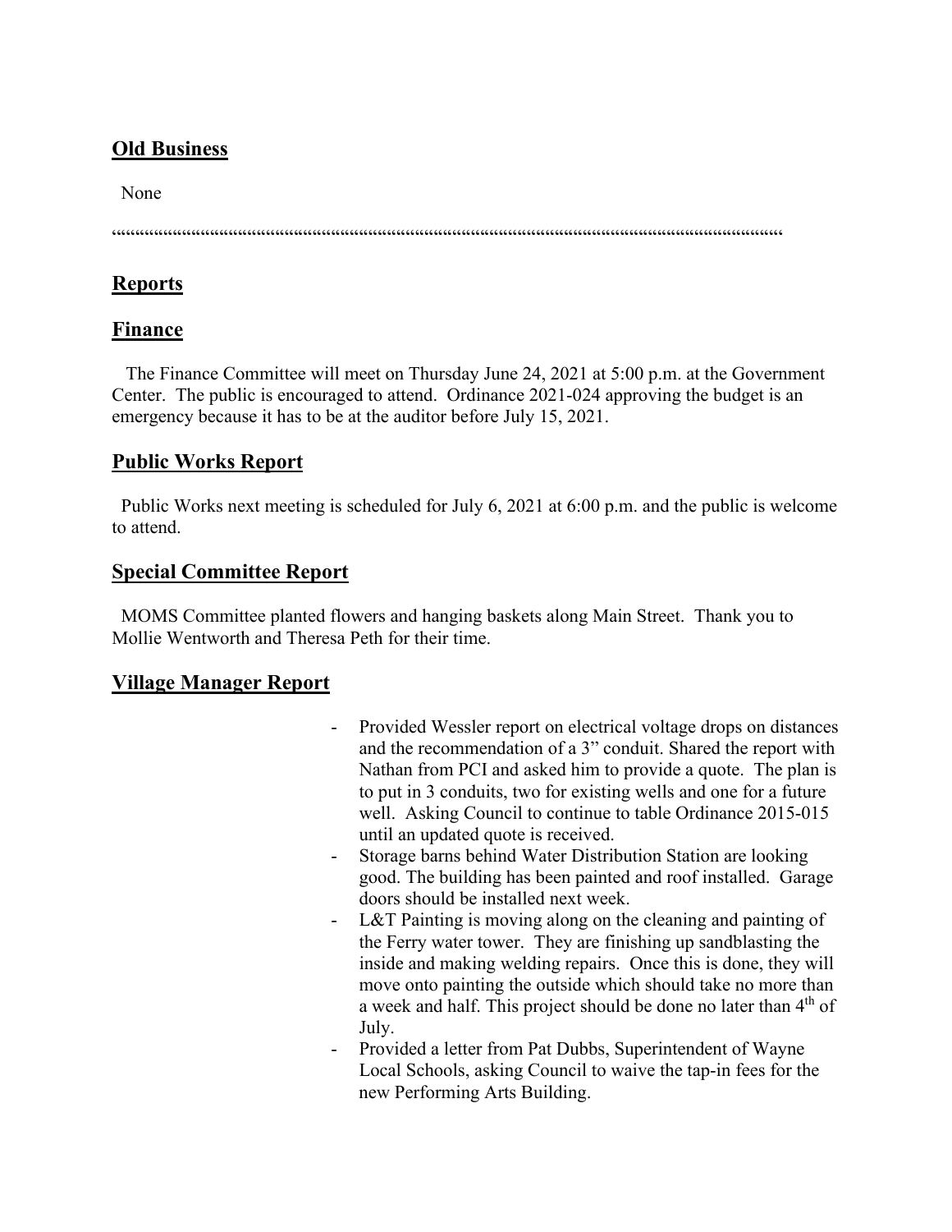## Old Business

None

""""""""""""""""""""""""""""""""""""""""""""""""""""""""""""""""""""""""""""""""""""""""""""""""""""""""""""""""""""""""""""""""""""""""

## Reports

## Finance

The Finance Committee will meet on Thursday June 24, 2021 at 5:00 p.m. at the Government Center. The public is encouraged to attend. Ordinance 2021-024 approving the budget is an emergency because it has to be at the auditor before July 15, 2021.

## Public Works Report

Public Works next meeting is scheduled for July 6, 2021 at 6:00 p.m. and the public is welcome to attend.

## Special Committee Report

MOMS Committee planted flowers and hanging baskets along Main Street. Thank you to Mollie Wentworth and Theresa Peth for their time.

## Village Manager Report

- Provided Wessler report on electrical voltage drops on distances and the recommendation of a 3" conduit. Shared the report with Nathan from PCI and asked him to provide a quote. The plan is to put in 3 conduits, two for existing wells and one for a future well. Asking Council to continue to table Ordinance 2015-015 until an updated quote is received.
- Storage barns behind Water Distribution Station are looking good. The building has been painted and roof installed. Garage doors should be installed next week.
- L&T Painting is moving along on the cleaning and painting of the Ferry water tower. They are finishing up sandblasting the inside and making welding repairs. Once this is done, they will move onto painting the outside which should take no more than a week and half. This project should be done no later than 4th of July.
- Provided a letter from Pat Dubbs, Superintendent of Wayne Local Schools, asking Council to waive the tap-in fees for the new Performing Arts Building.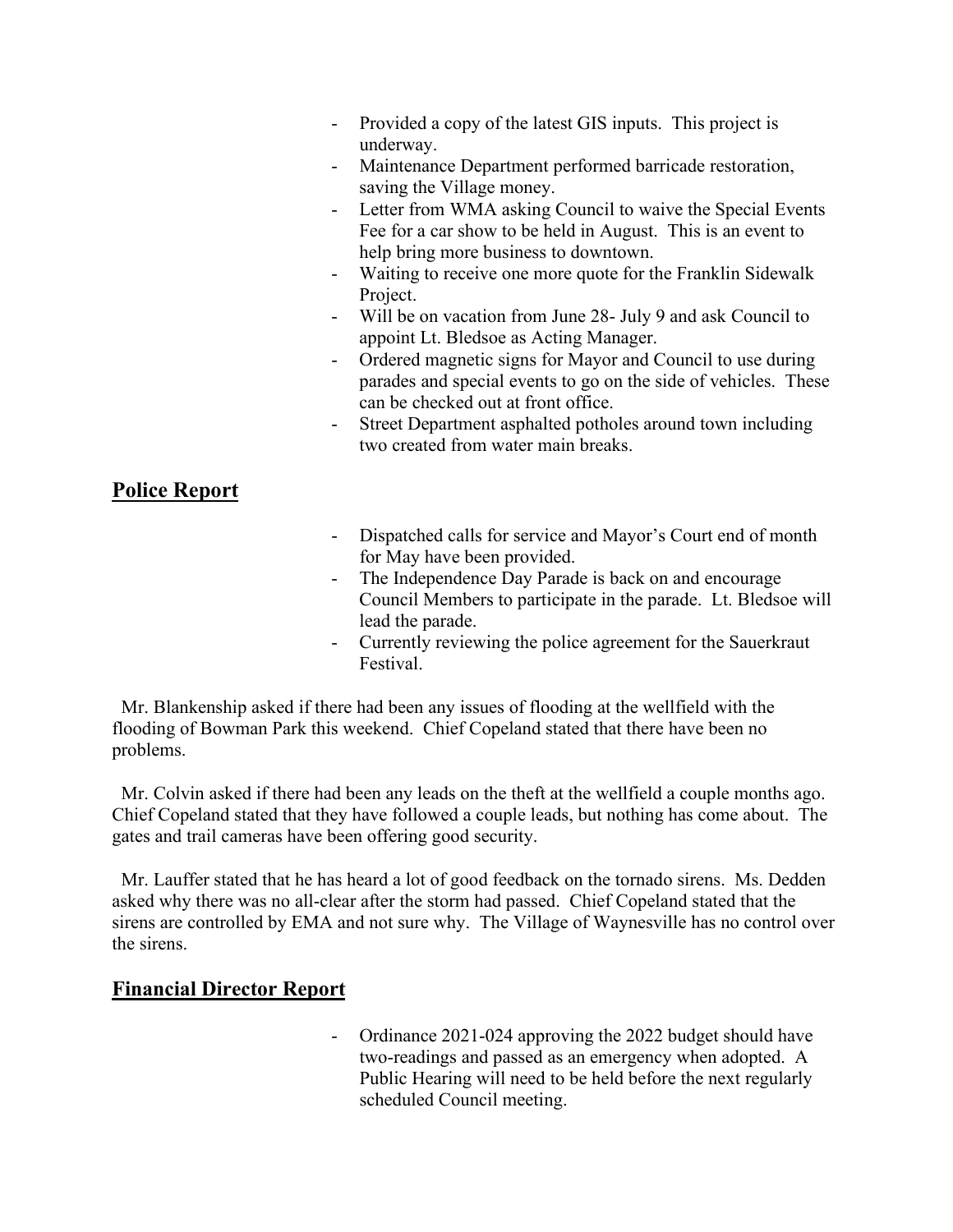- Provided a copy of the latest GIS inputs. This project is underway.
- Maintenance Department performed barricade restoration, saving the Village money.
- Letter from WMA asking Council to waive the Special Events Fee for a car show to be held in August. This is an event to help bring more business to downtown.
- Waiting to receive one more quote for the Franklin Sidewalk Project.
- Will be on vacation from June 28- July 9 and ask Council to appoint Lt. Bledsoe as Acting Manager.
- Ordered magnetic signs for Mayor and Council to use during parades and special events to go on the side of vehicles. These can be checked out at front office.
- Street Department asphalted potholes around town including two created from water main breaks.

## Police Report

- Dispatched calls for service and Mayor's Court end of month for May have been provided.
- The Independence Day Parade is back on and encourage Council Members to participate in the parade. Lt. Bledsoe will lead the parade.
- Currently reviewing the police agreement for the Sauerkraut Festival.

Mr. Blankenship asked if there had been any issues of flooding at the wellfield with the flooding of Bowman Park this weekend. Chief Copeland stated that there have been no problems.

Mr. Colvin asked if there had been any leads on the theft at the wellfield a couple months ago. Chief Copeland stated that they have followed a couple leads, but nothing has come about. The gates and trail cameras have been offering good security.

Mr. Lauffer stated that he has heard a lot of good feedback on the tornado sirens. Ms. Dedden asked why there was no all-clear after the storm had passed. Chief Copeland stated that the sirens are controlled by EMA and not sure why. The Village of Waynesville has no control over the sirens.

## Financial Director Report

- Ordinance 2021-024 approving the 2022 budget should have two-readings and passed as an emergency when adopted. A Public Hearing will need to be held before the next regularly scheduled Council meeting.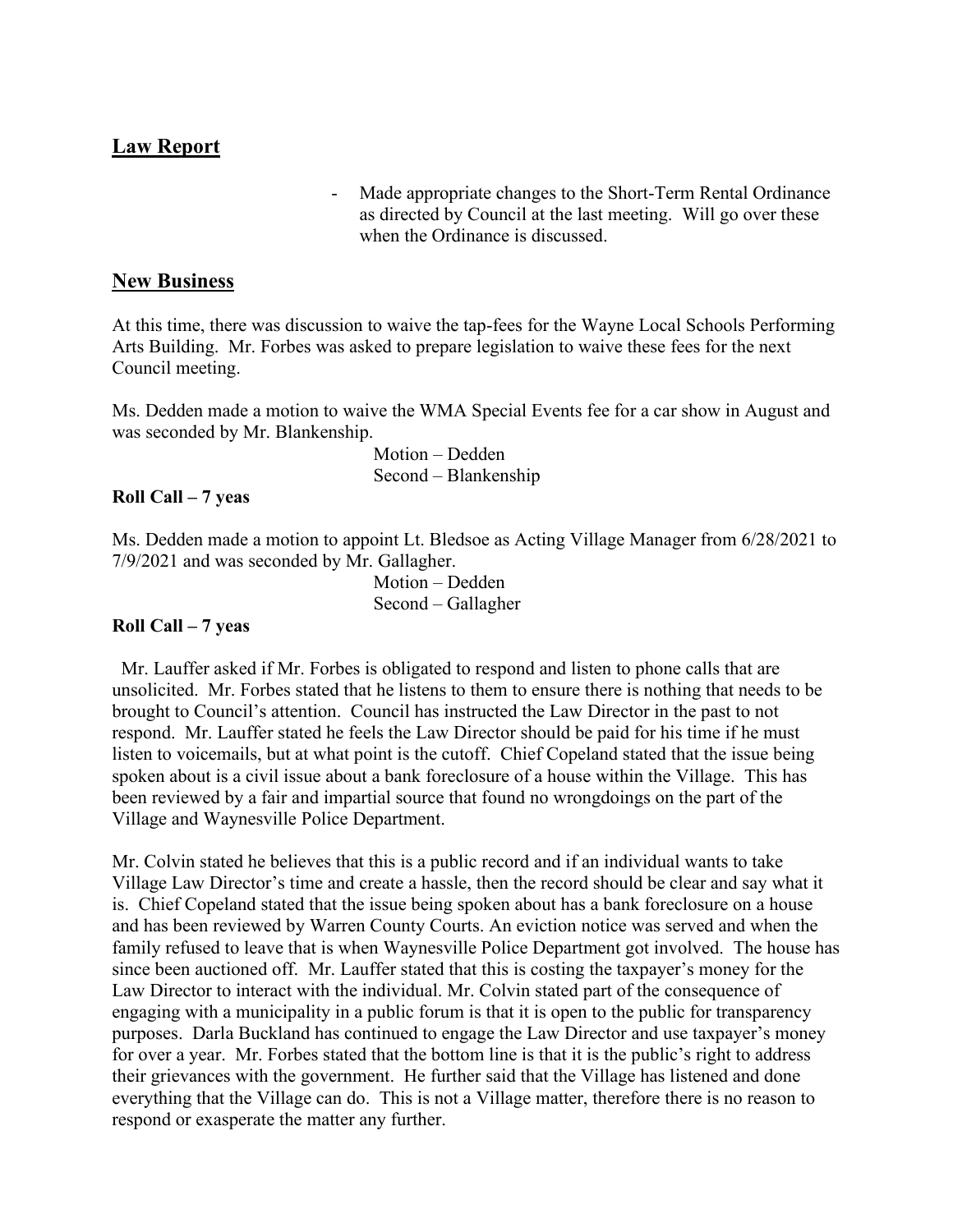## Law Report

- Made appropriate changes to the Short-Term Rental Ordinance as directed by Council at the last meeting. Will go over these when the Ordinance is discussed.

## New Business

At this time, there was discussion to waive the tap-fees for the Wayne Local Schools Performing Arts Building. Mr. Forbes was asked to prepare legislation to waive these fees for the next Council meeting.

Ms. Dedden made a motion to waive the WMA Special Events fee for a car show in August and was seconded by Mr. Blankenship.

Motion – Dedden
Second – Blankenship

**Roll Call – 7 yeas**

Ms. Dedden made a motion to appoint Lt. Bledsoe as Acting Village Manager from 6/28/2021 to 7/9/2021 and was seconded by Mr. Gallagher.

Motion – Dedden
Second – Gallagher

**Roll Call – 7 yeas**

Mr. Lauffer asked if Mr. Forbes is obligated to respond and listen to phone calls that are unsolicited. Mr. Forbes stated that he listens to them to ensure there is nothing that needs to be brought to Council's attention. Council has instructed the Law Director in the past to not respond. Mr. Lauffer stated he feels the Law Director should be paid for his time if he must listen to voicemails, but at what point is the cutoff. Chief Copeland stated that the issue being spoken about is a civil issue about a bank foreclosure of a house within the Village. This has been reviewed by a fair and impartial source that found no wrongdoings on the part of the Village and Waynesville Police Department.

Mr. Colvin stated he believes that this is a public record and if an individual wants to take Village Law Director's time and create a hassle, then the record should be clear and say what it is. Chief Copeland stated that the issue being spoken about has a bank foreclosure on a house and has been reviewed by Warren County Courts. An eviction notice was served and when the family refused to leave that is when Waynesville Police Department got involved. The house has since been auctioned off. Mr. Lauffer stated that this is costing the taxpayer's money for the Law Director to interact with the individual. Mr. Colvin stated part of the consequence of engaging with a municipality in a public forum is that it is open to the public for transparency purposes. Darla Buckland has continued to engage the Law Director and use taxpayer's money for over a year. Mr. Forbes stated that the bottom line is that it is the public's right to address their grievances with the government. He further said that the Village has listened and done everything that the Village can do. This is not a Village matter, therefore there is no reason to respond or exasperate the matter any further.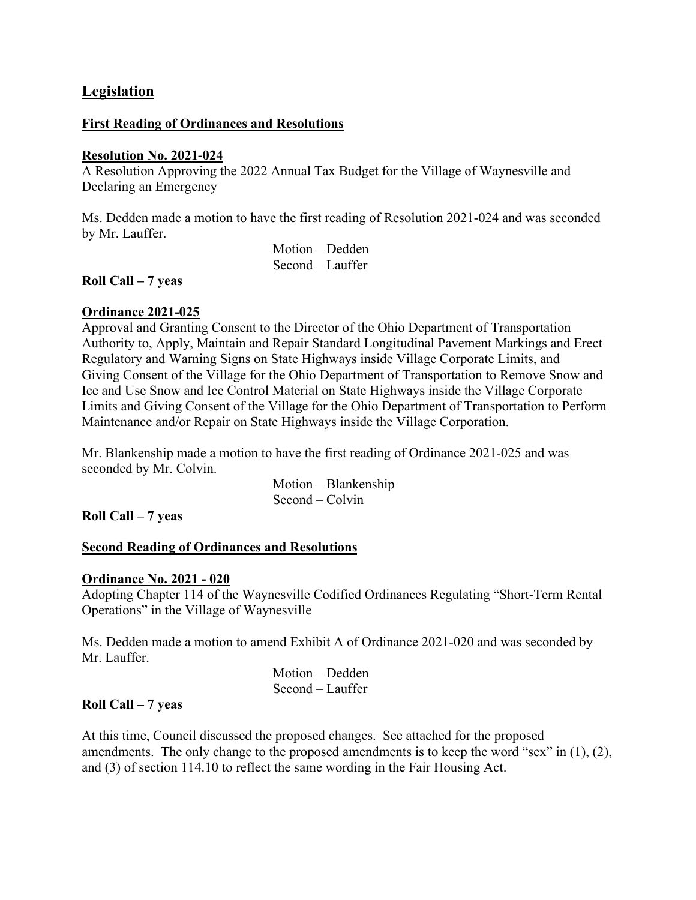## Legislation

### First Reading of Ordinances and Resolutions

**Resolution No. 2021-024**

A Resolution Approving the 2022 Annual Tax Budget for the Village of Waynesville and Declaring an Emergency

Ms. Dedden made a motion to have the first reading of Resolution 2021-024 and was seconded by Mr. Lauffer.

Motion – Dedden
Second – Lauffer

**Roll Call – 7 yeas**

**Ordinance 2021-025**

Approval and Granting Consent to the Director of the Ohio Department of Transportation Authority to, Apply, Maintain and Repair Standard Longitudinal Pavement Markings and Erect Regulatory and Warning Signs on State Highways inside Village Corporate Limits, and Giving Consent of the Village for the Ohio Department of Transportation to Remove Snow and Ice and Use Snow and Ice Control Material on State Highways inside the Village Corporate Limits and Giving Consent of the Village for the Ohio Department of Transportation to Perform Maintenance and/or Repair on State Highways inside the Village Corporation.

Mr. Blankenship made a motion to have the first reading of Ordinance 2021-025 and was seconded by Mr. Colvin.

Motion – Blankenship
Second – Colvin

**Roll Call – 7 yeas**

### Second Reading of Ordinances and Resolutions

**Ordinance No. 2021 - 020**

Adopting Chapter 114 of the Waynesville Codified Ordinances Regulating "Short-Term Rental Operations" in the Village of Waynesville

Ms. Dedden made a motion to amend Exhibit A of Ordinance 2021-020 and was seconded by Mr. Lauffer.

Motion – Dedden
Second – Lauffer

**Roll Call – 7 yeas**

At this time, Council discussed the proposed changes. See attached for the proposed amendments. The only change to the proposed amendments is to keep the word "sex" in (1), (2), and (3) of section 114.10 to reflect the same wording in the Fair Housing Act.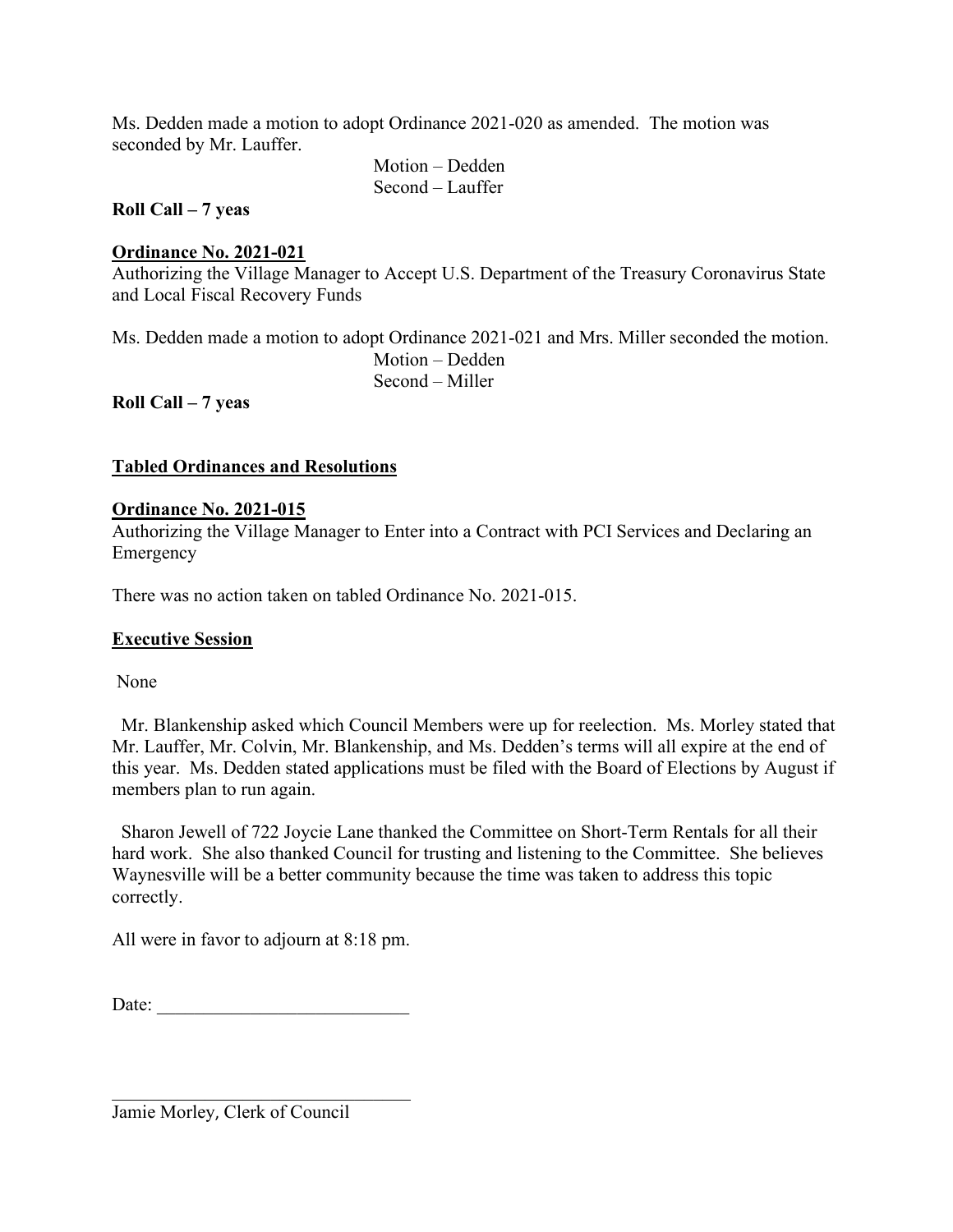Ms. Dedden made a motion to adopt Ordinance 2021-020 as amended. The motion was seconded by Mr. Lauffer.

Motion – Dedden
Second – Lauffer

**Roll Call – 7 yeas**

**Ordinance No. 2021-021**
Authorizing the Village Manager to Accept U.S. Department of the Treasury Coronavirus State and Local Fiscal Recovery Funds

Ms. Dedden made a motion to adopt Ordinance 2021-021 and Mrs. Miller seconded the motion.

Motion – Dedden
Second – Miller

**Roll Call – 7 yeas**

**Tabled Ordinances and Resolutions**

**Ordinance No. 2021-015**
Authorizing the Village Manager to Enter into a Contract with PCI Services and Declaring an Emergency

There was no action taken on tabled Ordinance No. 2021-015.

**Executive Session**

None

Mr. Blankenship asked which Council Members were up for reelection. Ms. Morley stated that Mr. Lauffer, Mr. Colvin, Mr. Blankenship, and Ms. Dedden's terms will all expire at the end of this year. Ms. Dedden stated applications must be filed with the Board of Elections by August if members plan to run again.

Sharon Jewell of 722 Joycie Lane thanked the Committee on Short-Term Rentals for all their hard work. She also thanked Council for trusting and listening to the Committee. She believes Waynesville will be a better community because the time was taken to address this topic correctly.

All were in favor to adjourn at 8:18 pm.

Date: ___________________________

_________________________________
Jamie Morley, Clerk of Council